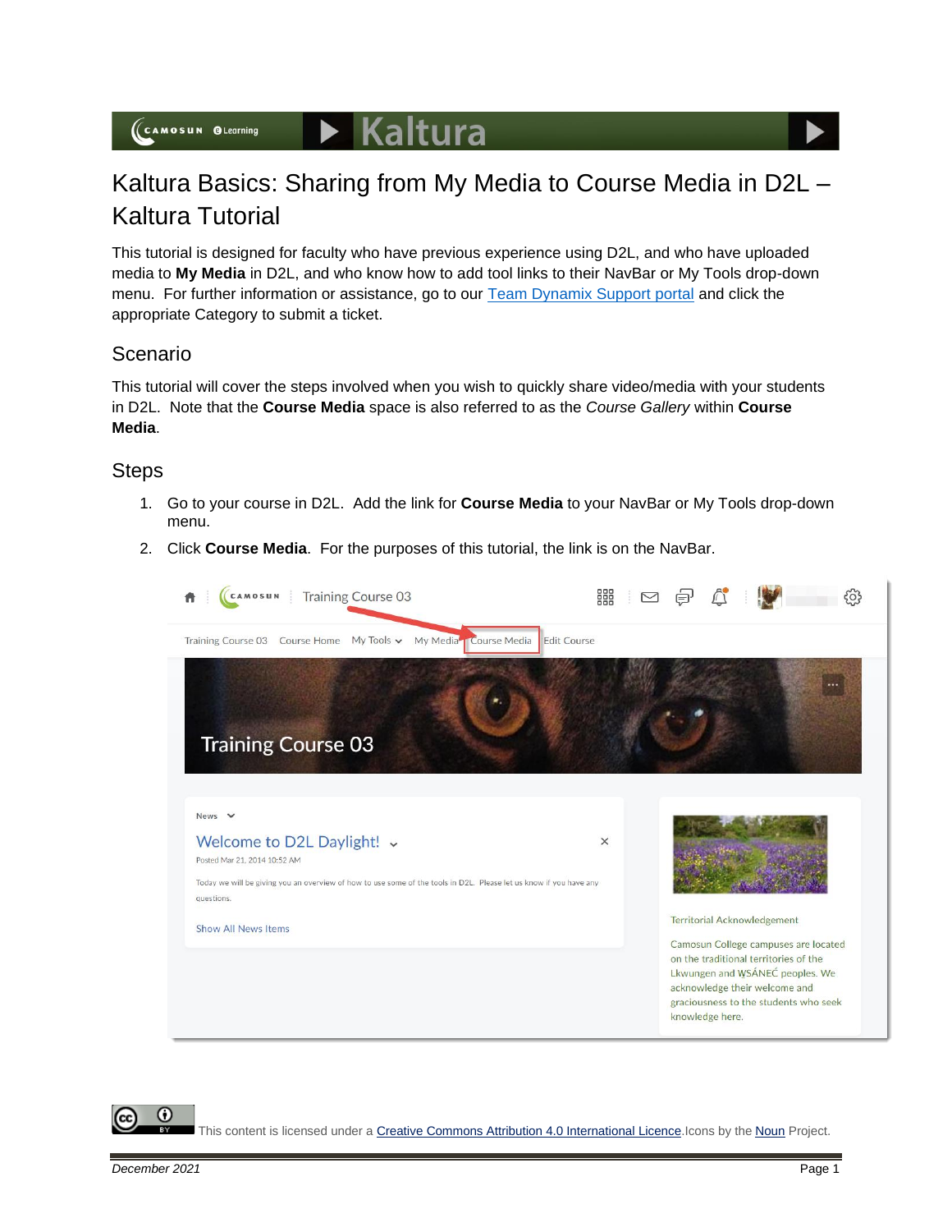# Kaltura Basics: Sharing from My Media to Course Media in D2L – Kaltura Tutorial

This tutorial is designed for faculty who have previous experience using D2L, and who have uploaded media to **My Media** in D2L, and who know how to add tool links to their NavBar or My Tools drop-down menu. For further information or assistance, go to our Team Dynamix Support portal and click the appropriate Category to submit a ticket.

## Scenario

This tutorial will cover the steps involved when you wish to quickly share video/media with your students in D2L. Note that the **Course Media** space is also referred to as the *Course Gallery* within **Course Media**.

## Steps

1. Go to your course in D2L. Add the link for **Course Media** to your NavBar or My Tools drop-down menu.
2. Click **Course Media**. For the purposes of this tutorial, the link is on the NavBar.

This content is licensed under a Creative Commons Attribution 4.0 International Licence. Icons by the Noun Project.

December 2021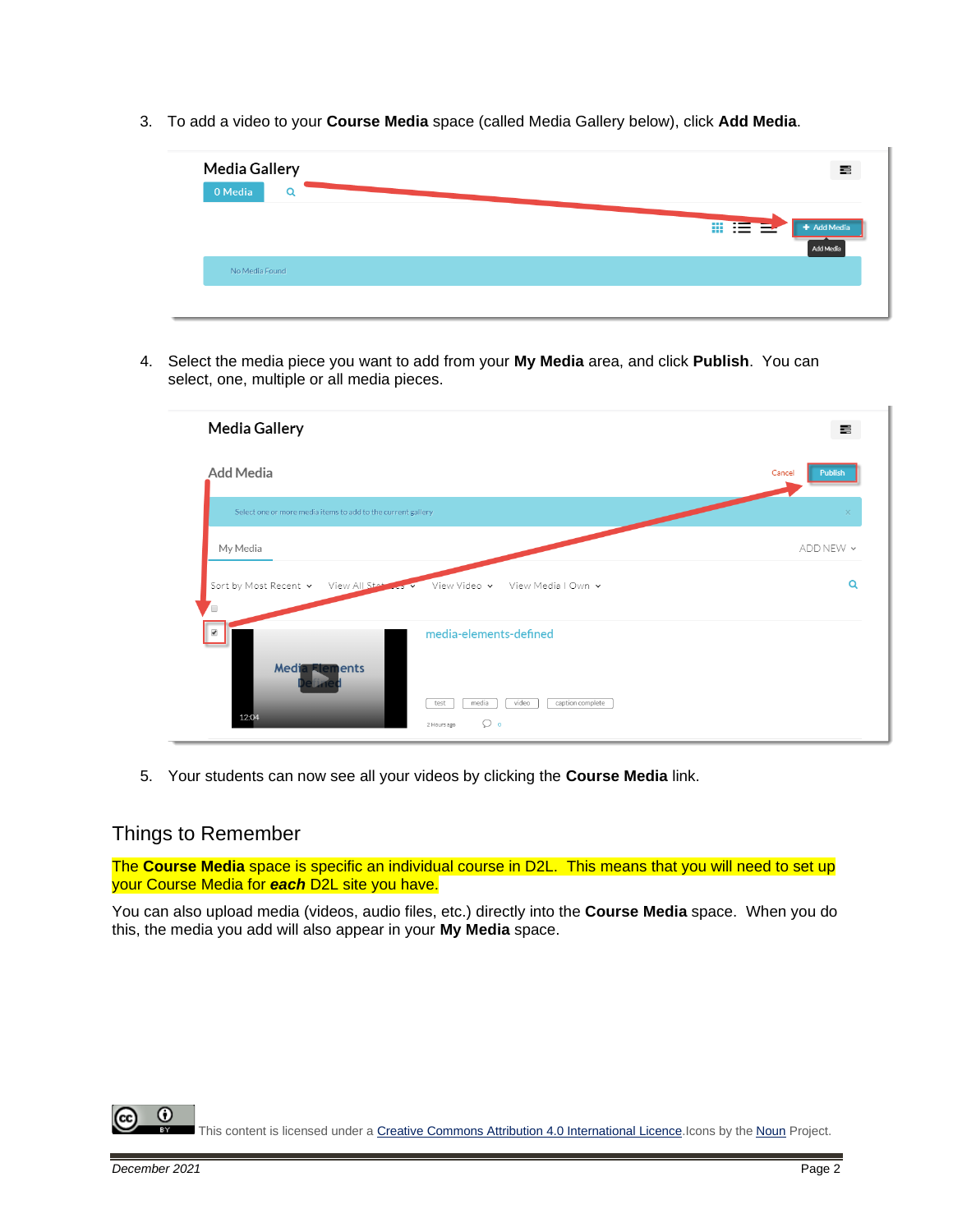3. To add a video to your **Course Media** space (called Media Gallery below), click **Add Media**.

4. Select the media piece you want to add from your **My Media** area, and click **Publish**. You can select, one, multiple or all media pieces.

5. Your students can now see all your videos by clicking the **Course Media** link.

## Things to Remember

The **Course Media** space is specific an individual course in D2L. This means that you will need to set up your Course Media for ***each*** D2L site you have.

You can also upload media (videos, audio files, etc.) directly into the **Course Media** space. When you do this, the media you add will also appear in your **My Media** space.

This content is licensed under a Creative Commons Attribution 4.0 International Licence.Icons by the Noun Project.

December 2021